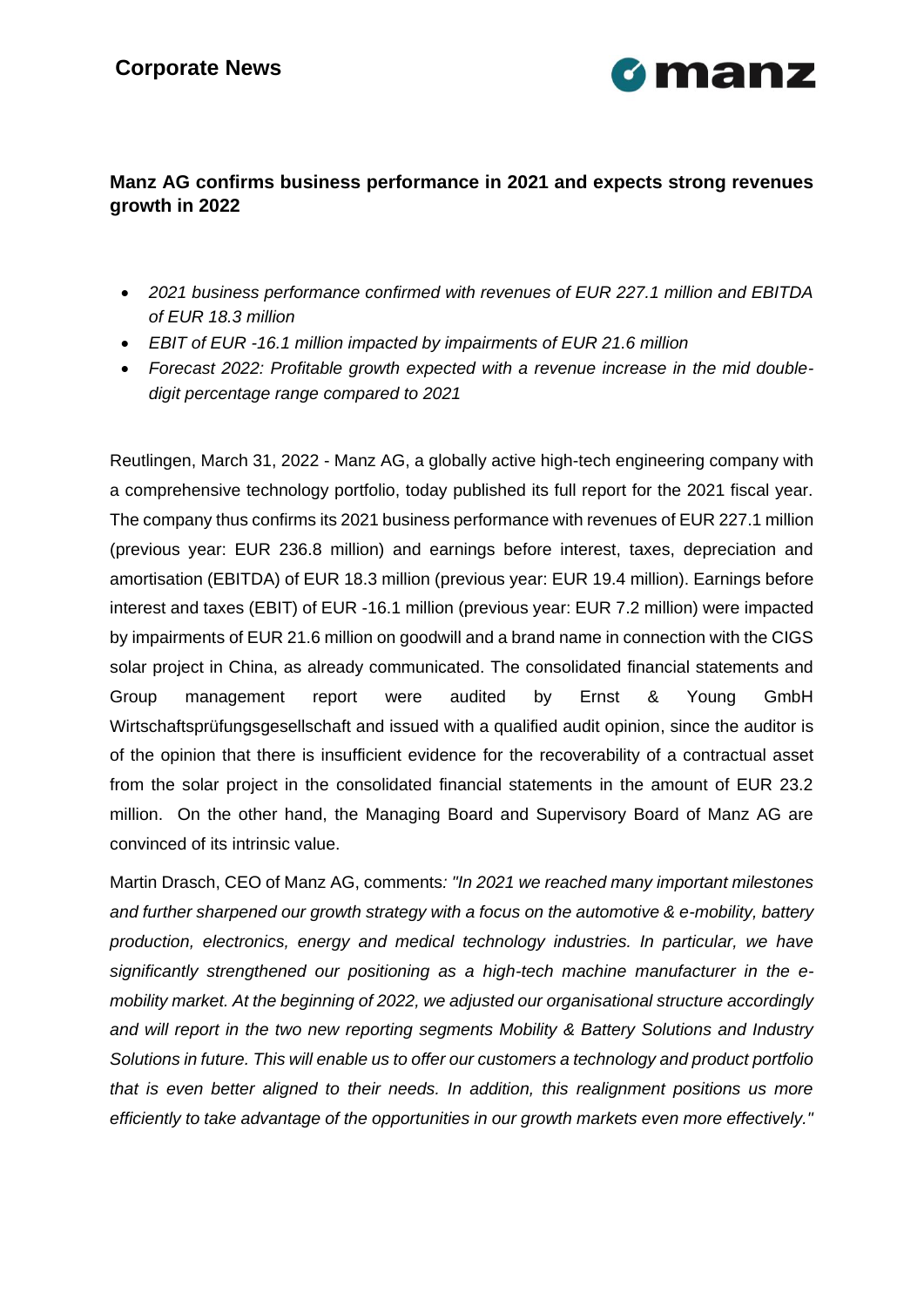**Corporate News**

## Manz AG confirms business performance in 2021 and expects strong revenues growth in 2022

- *2021 business performance confirmed with revenues of EUR 227.1 million and EBITDA of EUR 18.3 million*
- *EBIT of EUR -16.1 million impacted by impairments of EUR 21.6 million*
- *Forecast 2022: Profitable growth expected with a revenue increase in the mid double-digit percentage range compared to 2021*

Reutlingen, March 31, 2022 - Manz AG, a globally active high-tech engineering company with a comprehensive technology portfolio, today published its full report for the 2021 fiscal year. The company thus confirms its 2021 business performance with revenues of EUR 227.1 million (previous year: EUR 236.8 million) and earnings before interest, taxes, depreciation and amortisation (EBITDA) of EUR 18.3 million (previous year: EUR 19.4 million). Earnings before interest and taxes (EBIT) of EUR -16.1 million (previous year: EUR 7.2 million) were impacted by impairments of EUR 21.6 million on goodwill and a brand name in connection with the CIGS solar project in China, as already communicated. The consolidated financial statements and Group management report were audited by Ernst & Young GmbH Wirtschaftsprüfungsgesellschaft and issued with a qualified audit opinion, since the auditor is of the opinion that there is insufficient evidence for the recoverability of a contractual asset from the solar project in the consolidated financial statements in the amount of EUR 23.2 million. On the other hand, the Managing Board and Supervisory Board of Manz AG are convinced of its intrinsic value.

Martin Drasch, CEO of Manz AG, comments: *"In 2021 we reached many important milestones and further sharpened our growth strategy with a focus on the automotive & e-mobility, battery production, electronics, energy and medical technology industries. In particular, we have significantly strengthened our positioning as a high-tech machine manufacturer in the e-mobility market. At the beginning of 2022, we adjusted our organisational structure accordingly and will report in the two new reporting segments Mobility & Battery Solutions and Industry Solutions in future. This will enable us to offer our customers a technology and product portfolio that is even better aligned to their needs. In addition, this realignment positions us more efficiently to take advantage of the opportunities in our growth markets even more effectively."*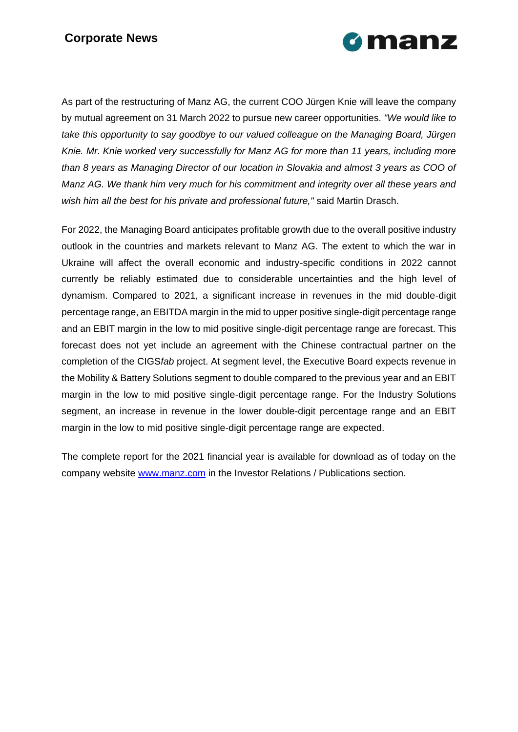As part of the restructuring of Manz AG, the current COO Jürgen Knie will leave the company by mutual agreement on 31 March 2022 to pursue new career opportunities. *"We would like to take this opportunity to say goodbye to our valued colleague on the Managing Board, Jürgen Knie. Mr. Knie worked very successfully for Manz AG for more than 11 years, including more than 8 years as Managing Director of our location in Slovakia and almost 3 years as COO of Manz AG. We thank him very much for his commitment and integrity over all these years and wish him all the best for his private and professional future,"* said Martin Drasch.

For 2022, the Managing Board anticipates profitable growth due to the overall positive industry outlook in the countries and markets relevant to Manz AG. The extent to which the war in Ukraine will affect the overall economic and industry-specific conditions in 2022 cannot currently be reliably estimated due to considerable uncertainties and the high level of dynamism. Compared to 2021, a significant increase in revenues in the mid double-digit percentage range, an EBITDA margin in the mid to upper positive single-digit percentage range and an EBIT margin in the low to mid positive single-digit percentage range are forecast. This forecast does not yet include an agreement with the Chinese contractual partner on the completion of the CIGS*fab* project. At segment level, the Executive Board expects revenue in the Mobility & Battery Solutions segment to double compared to the previous year and an EBIT margin in the low to mid positive single-digit percentage range. For the Industry Solutions segment, an increase in revenue in the lower double-digit percentage range and an EBIT margin in the low to mid positive single-digit percentage range are expected.

The complete report for the 2021 financial year is available for download as of today on the company website [www.manz.com](http://www.manz.com) in the Investor Relations / Publications section.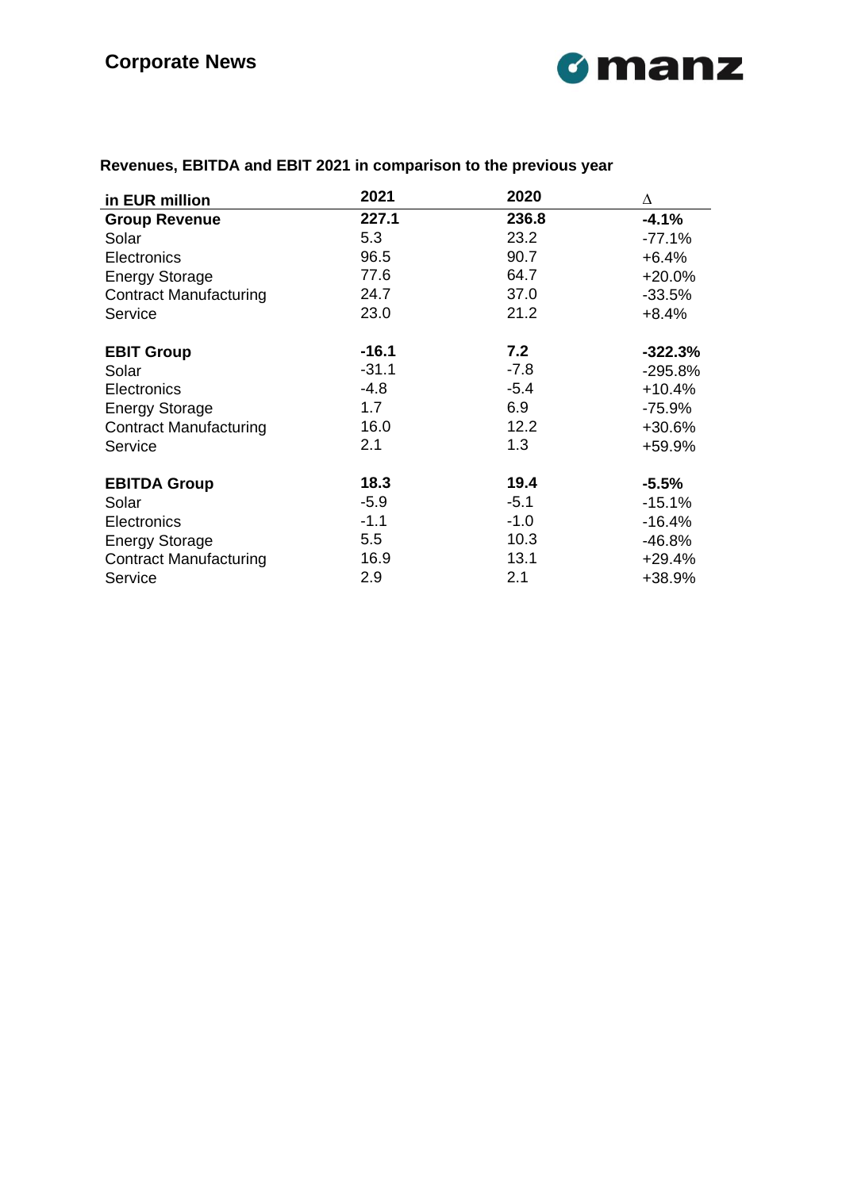**Revenues, EBITDA and EBIT 2021 in comparison to the previous year**

| in EUR million | 2021 | 2020 | Δ |
|---|---|---|---|
| **Group Revenue** | **227.1** | **236.8** | **-4.1%** |
| Solar | 5.3 | 23.2 | -77.1% |
| Electronics | 96.5 | 90.7 | +6.4% |
| Energy Storage | 77.6 | 64.7 | +20.0% |
| Contract Manufacturing | 24.7 | 37.0 | -33.5% |
| Service | 23.0 | 21.2 | +8.4% |
| | | | |
| **EBIT Group** | **-16.1** | **7.2** | **-322.3%** |
| Solar | -31.1 | -7.8 | -295.8% |
| Electronics | -4.8 | -5.4 | +10.4% |
| Energy Storage | 1.7 | 6.9 | -75.9% |
| Contract Manufacturing | 16.0 | 12.2 | +30.6% |
| Service | 2.1 | 1.3 | +59.9% |
| | | | |
| **EBITDA Group** | **18.3** | **19.4** | **-5.5%** |
| Solar | -5.9 | -5.1 | -15.1% |
| Electronics | -1.1 | -1.0 | -16.4% |
| Energy Storage | 5.5 | 10.3 | -46.8% |
| Contract Manufacturing | 16.9 | 13.1 | +29.4% |
| Service | 2.9 | 2.1 | +38.9% |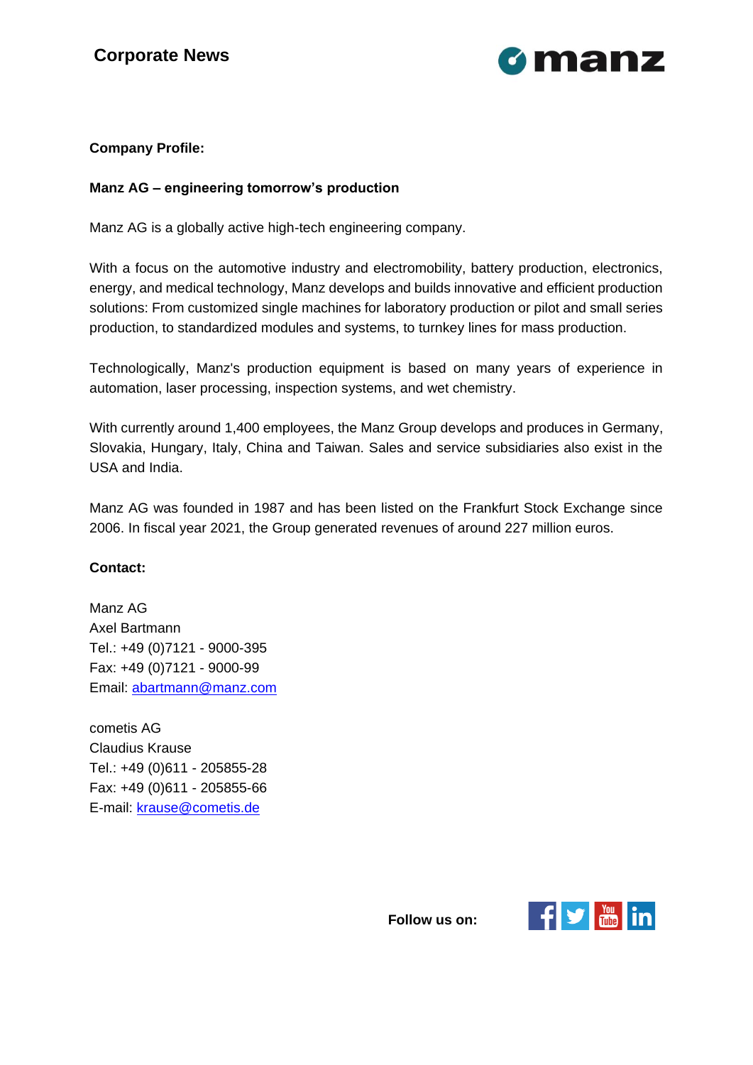**Company Profile:**

**Manz AG – engineering tomorrow's production**

Manz AG is a globally active high-tech engineering company.

With a focus on the automotive industry and electromobility, battery production, electronics, energy, and medical technology, Manz develops and builds innovative and efficient production solutions: From customized single machines for laboratory production or pilot and small series production, to standardized modules and systems, to turnkey lines for mass production.

Technologically, Manz's production equipment is based on many years of experience in automation, laser processing, inspection systems, and wet chemistry.

With currently around 1,400 employees, the Manz Group develops and produces in Germany, Slovakia, Hungary, Italy, China and Taiwan. Sales and service subsidiaries also exist in the USA and India.

Manz AG was founded in 1987 and has been listed on the Frankfurt Stock Exchange since 2006. In fiscal year 2021, the Group generated revenues of around 227 million euros.

**Contact:**

Manz AG
Axel Bartmann
Tel.: +49 (0)7121 - 9000-395
Fax: +49 (0)7121 - 9000-99
Email: abartmann@manz.com

cometis AG
Claudius Krause
Tel.: +49 (0)611 - 205855-28
Fax: +49 (0)611 - 205855-66
E-mail: krause@cometis.de

**Follow us on:**